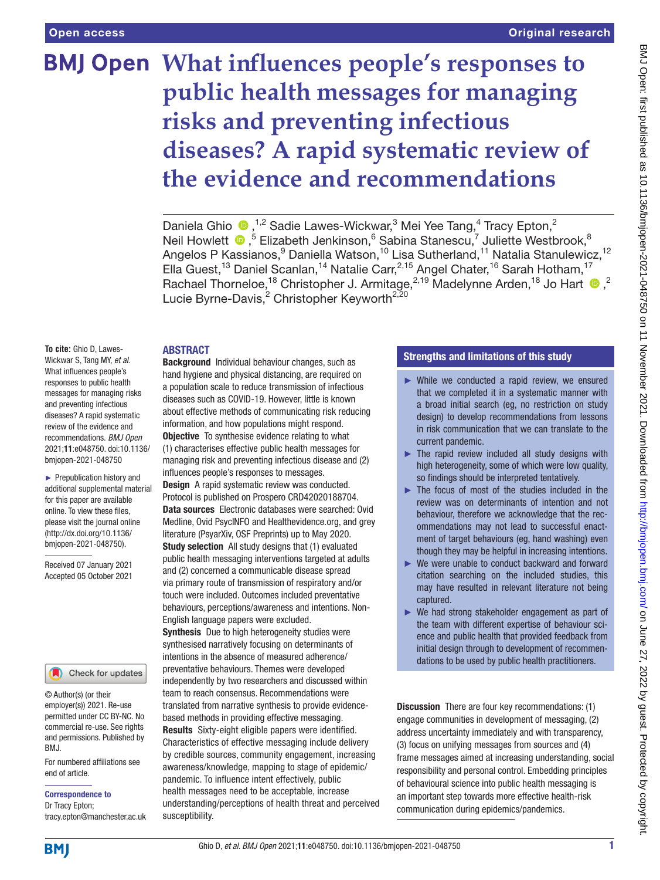Open access

Original research

# What influences people's responses to public health messages for managing risks and preventing infectious diseases? A rapid systematic review of the evidence and recommendations

Daniela Ghio ,[1,2] Sadie Lawes-Wickwar,[3] Mei Yee Tang,[4] Tracy Epton,[2] Neil Howlett ,[5] Elizabeth Jenkinson,[6] Sabina Stanescu,[7] Juliette Westbrook,[8] Angelos P Kassianos,[9] Daniella Watson,[10] Lisa Sutherland,[11] Natalia Stanulewicz,[12] Ella Guest,[13] Daniel Scanlan,[14] Natalie Carr,[2,15] Angel Chater,[16] Sarah Hotham,[17] Rachael Thorneloe,[18] Christopher J. Armitage,[2,19] Madelynne Arden,[18] Jo Hart ,[2] Lucie Byrne-Davis,[2] Christopher Keyworth[2,20]

**To cite:** Ghio D, Lawes-Wickwar S, Tang MY, *et al.* What influences people's responses to public health messages for managing risks and preventing infectious diseases? A rapid systematic review of the evidence and recommendations. *BMJ Open* 2021;**11**:e048750. doi:10.1136/bmjopen-2021-048750

► Prepublication history and additional supplemental material for this paper are available online. To view these files, please visit the journal online (http://dx.doi.org/10.1136/bmjopen-2021-048750).

Received 07 January 2021
Accepted 05 October 2021

© Author(s) (or their employer(s)) 2021. Re-use permitted under CC BY-NC. No commercial re-use. See rights and permissions. Published by BMJ.

For numbered affiliations see end of article.

**Correspondence to**
Dr Tracy Epton;
tracy.epton@manchester.ac.uk

## ABSTRACT

**Background** Individual behaviour changes, such as hand hygiene and physical distancing, are required on a population scale to reduce transmission of infectious diseases such as COVID-19. However, little is known about effective methods of communicating risk reducing information, and how populations might respond.

**Objective** To synthesise evidence relating to what (1) characterises effective public health messages for managing risk and preventing infectious disease and (2) influences people's responses to messages.

**Design** A rapid systematic review was conducted. Protocol is published on Prospero CRD42020188704.

**Data sources** Electronic databases were searched: Ovid Medline, Ovid PsycINFO and Healthevidence.org, and grey literature (PsyarXiv, OSF Preprints) up to May 2020.

**Study selection** All study designs that (1) evaluated public health messaging interventions targeted at adults and (2) concerned a communicable disease spread via primary route of transmission of respiratory and/or touch were included. Outcomes included preventative behaviours, perceptions/awareness and intentions. Non-English language papers were excluded.

**Synthesis** Due to high heterogeneity studies were synthesised narratively focusing on determinants of intentions in the absence of measured adherence/preventative behaviours. Themes were developed independently by two researchers and discussed within team to reach consensus. Recommendations were translated from narrative synthesis to provide evidence-based methods in providing effective messaging.

**Results** Sixty-eight eligible papers were identified. Characteristics of effective messaging include delivery by credible sources, community engagement, increasing awareness/knowledge, mapping to stage of epidemic/pandemic. To influence intent effectively, public health messages need to be acceptable, increase understanding/perceptions of health threat and perceived susceptibility.

**Discussion** There are four key recommendations: (1) engage communities in development of messaging, (2) address uncertainty immediately and with transparency, (3) focus on unifying messages from sources and (4) frame messages aimed at increasing understanding, social responsibility and personal control. Embedding principles of behavioural science into public health messaging is an important step towards more effective health-risk communication during epidemics/pandemics.

## Strengths and limitations of this study

- ► While we conducted a rapid review, we ensured that we completed it in a systematic manner with a broad initial search (eg, no restriction on study design) to develop recommendations from lessons in risk communication that we can translate to the current pandemic.
- ► The rapid review included all study designs with high heterogeneity, some of which were low quality, so findings should be interpreted tentatively.
- ► The focus of most of the studies included in the review was on determinants of intention and not behaviour, therefore we acknowledge that the recommendations may not lead to successful enactment of target behaviours (eg, hand washing) even though they may be helpful in increasing intentions.
- ► We were unable to conduct backward and forward citation searching on the included studies, this may have resulted in relevant literature not being captured.
- ► We had strong stakeholder engagement as part of the team with different expertise of behaviour science and public health that provided feedback from initial design through to development of recommendations to be used by public health practitioners.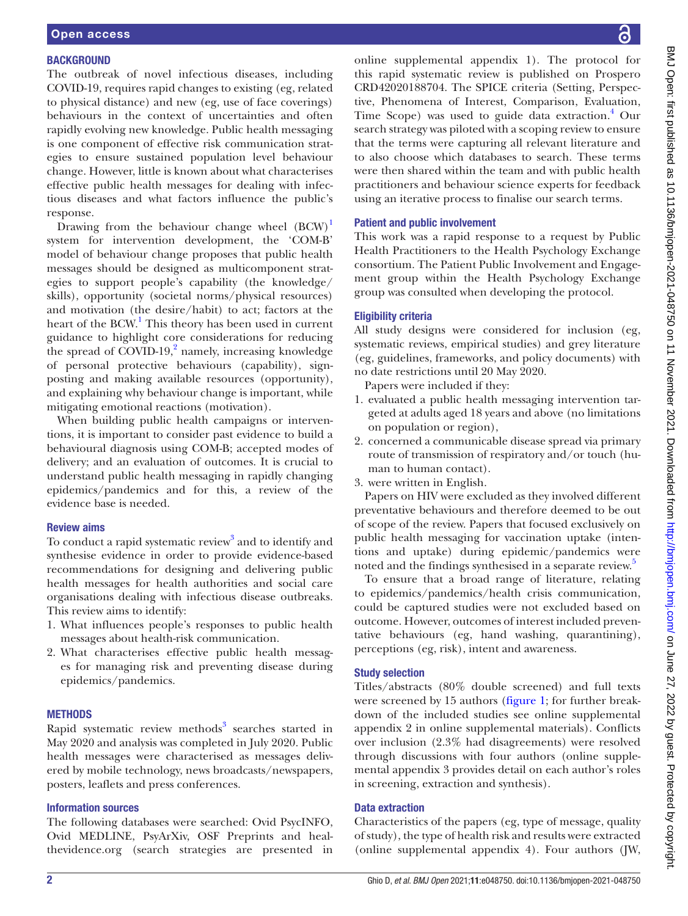## BACKGROUND

The outbreak of novel infectious diseases, including COVID-19, requires rapid changes to existing (eg, related to physical distance) and new (eg, use of face coverings) behaviours in the context of uncertainties and often rapidly evolving new knowledge. Public health messaging is one component of effective risk communication strategies to ensure sustained population level behaviour change. However, little is known about what characterises effective public health messages for dealing with infectious diseases and what factors influence the public's response.

Drawing from the behaviour change wheel (BCW)[1] system for intervention development, the 'COM-B' model of behaviour change proposes that public health messages should be designed as multicomponent strategies to support people's capability (the knowledge/skills), opportunity (societal norms/physical resources) and motivation (the desire/habit) to act; factors at the heart of the BCW.[1] This theory has been used in current guidance to highlight core considerations for reducing the spread of COVID-19,[2] namely, increasing knowledge of personal protective behaviours (capability), signposting and making available resources (opportunity), and explaining why behaviour change is important, while mitigating emotional reactions (motivation).

When building public health campaigns or interventions, it is important to consider past evidence to build a behavioural diagnosis using COM-B; accepted modes of delivery; and an evaluation of outcomes. It is crucial to understand public health messaging in rapidly changing epidemics/pandemics and for this, a review of the evidence base is needed.

### Review aims

To conduct a rapid systematic review[3] and to identify and synthesise evidence in order to provide evidence-based recommendations for designing and delivering public health messages for health authorities and social care organisations dealing with infectious disease outbreaks. This review aims to identify:

1. What influences people's responses to public health messages about health-risk communication.
2. What characterises effective public health messages for managing risk and preventing disease during epidemics/pandemics.

## METHODS

Rapid systematic review methods[3] searches started in May 2020 and analysis was completed in July 2020. Public health messages were characterised as messages delivered by mobile technology, news broadcasts/newspapers, posters, leaflets and press conferences.

### Information sources

The following databases were searched: Ovid PsycINFO, Ovid MEDLINE, PsyArXiv, OSF Preprints and healthevidence.org (search strategies are presented in online supplemental appendix 1). The protocol for this rapid systematic review is published on Prospero CRD42020188704. The SPICE criteria (Setting, Perspective, Phenomena of Interest, Comparison, Evaluation, Time Scope) was used to guide data extraction.[4] Our search strategy was piloted with a scoping review to ensure that the terms were capturing all relevant literature and to also choose which databases to search. These terms were then shared within the team and with public health practitioners and behaviour science experts for feedback using an iterative process to finalise our search terms.

### Patient and public involvement

This work was a rapid response to a request by Public Health Practitioners to the Health Psychology Exchange consortium. The Patient Public Involvement and Engagement group within the Health Psychology Exchange group was consulted when developing the protocol.

### Eligibility criteria

All study designs were considered for inclusion (eg, systematic reviews, empirical studies) and grey literature (eg, guidelines, frameworks, and policy documents) with no date restrictions until 20 May 2020.

Papers were included if they:

1. evaluated a public health messaging intervention targeted at adults aged 18 years and above (no limitations on population or region),
2. concerned a communicable disease spread via primary route of transmission of respiratory and/or touch (human to human contact).
3. were written in English.

Papers on HIV were excluded as they involved different preventative behaviours and therefore deemed to be out of scope of the review. Papers that focused exclusively on public health messaging for vaccination uptake (intentions and uptake) during epidemic/pandemics were noted and the findings synthesised in a separate review.[5]

To ensure that a broad range of literature, relating to epidemics/pandemics/health crisis communication, could be captured studies were not excluded based on outcome. However, outcomes of interest included preventative behaviours (eg, hand washing, quarantining), perceptions (eg, risk), intent and awareness.

### Study selection

Titles/abstracts (80% double screened) and full texts were screened by 15 authors (figure 1; for further breakdown of the included studies see online supplemental appendix 2 in online supplemental materials). Conflicts over inclusion (2.3% had disagreements) were resolved through discussions with four authors (online supplemental appendix 3 provides detail on each author's roles in screening, extraction and synthesis).

### Data extraction

Characteristics of the papers (eg, type of message, quality of study), the type of health risk and results were extracted (online supplemental appendix 4). Four authors (JW,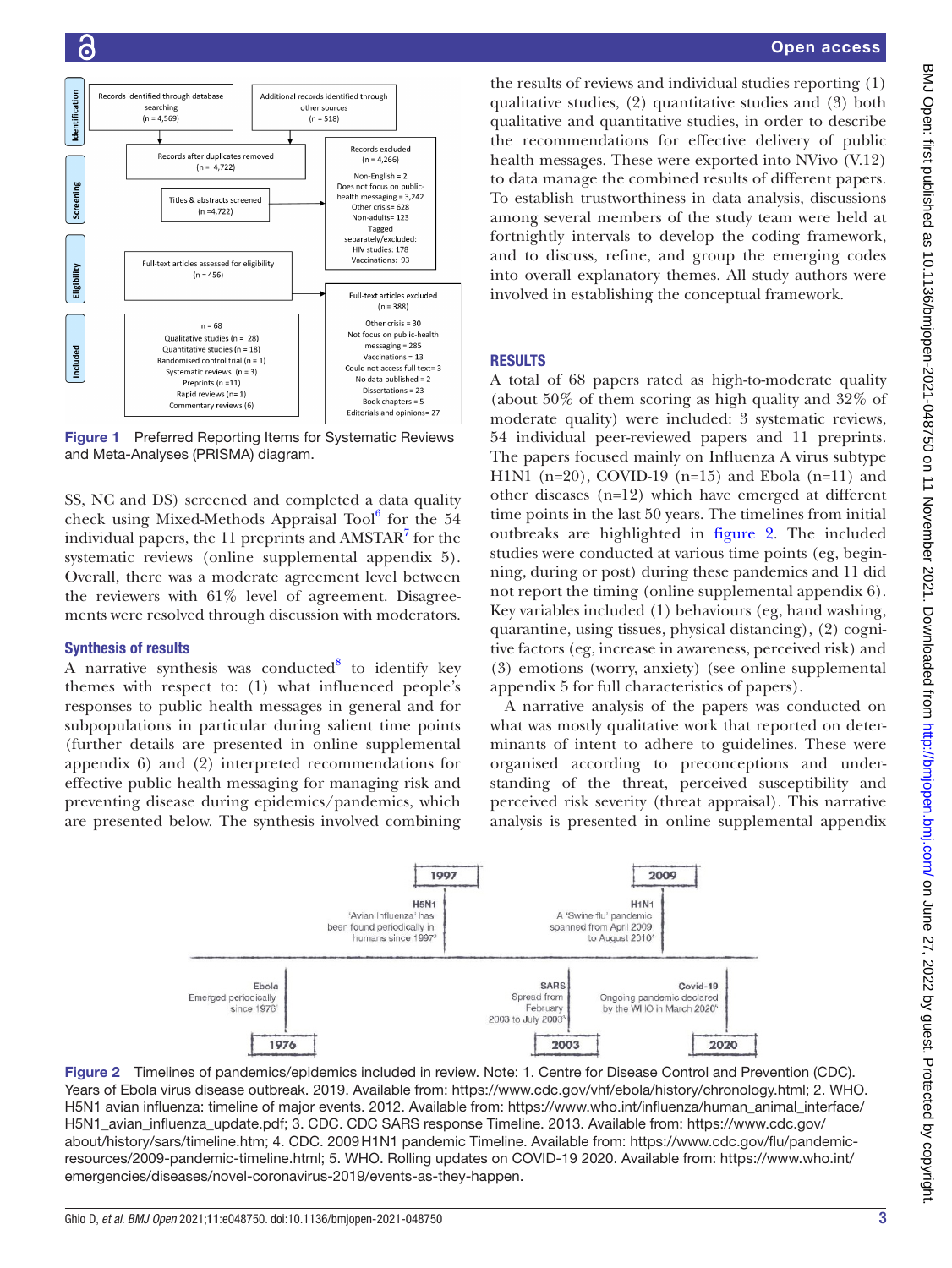| Identification | | |
|---|---|---|
| Records identified through database searching (n = 4,569) | Additional records identified through other sources (n = 518) | |
| Records after duplicates removed (n = 4,722) | | Records excluded (n = 4,266) Non-English = 2; Does not focus on public-health messaging = 3,242; Other crisis= 628; Non-adults= 123; Tagged separately/excluded: HIV studies: 178; Vaccinations: 93 |
| **Screening** | | |
| Titles & abstracts screened (n =4,722) | | |
| **Eligibility** | | |
| Full-text articles assessed for eligibility (n = 456) | | Full-text articles excluded (n = 388) Other crisis = 30; Not focus on public-health messaging = 285; Vaccinations = 13; Could not access full text= 3; No data published = 2; Dissertations = 23; Book chapters = 5; Editorials and opinions= 27 |
| **Included** | | |
| n = 68; Qualitative studies (n = 28); Quantitative studies (n = 18); Randomised control trial (n = 1); Systematic reviews (n = 3); Preprints (n =11); Rapid reviews (n= 1); Commentary reviews (6) | | |

Figure 1 Preferred Reporting Items for Systematic Reviews and Meta-Analyses (PRISMA) diagram.

SS, NC and DS) screened and completed a data quality check using Mixed-Methods Appraisal Tool[6] for the 54 individual papers, the 11 preprints and AMSTAR[7] for the systematic reviews (online supplemental appendix 5). Overall, there was a moderate agreement level between the reviewers with 61% level of agreement. Disagreements were resolved through discussion with moderators.

### Synthesis of results

A narrative synthesis was conducted[8] to identify key themes with respect to: (1) what influenced people's responses to public health messages in general and for subpopulations in particular during salient time points (further details are presented in online supplemental appendix 6) and (2) interpreted recommendations for effective public health messaging for managing risk and preventing disease during epidemics/pandemics, which are presented below. The synthesis involved combining the results of reviews and individual studies reporting (1) qualitative studies, (2) quantitative studies and (3) both qualitative and quantitative studies, in order to describe the recommendations for effective delivery of public health messages. These were exported into NVivo (V.12) to data manage the combined results of different papers. To establish trustworthiness in data analysis, discussions among several members of the study team were held at fortnightly intervals to develop the coding framework, and to discuss, refine, and group the emerging codes into overall explanatory themes. All study authors were involved in establishing the conceptual framework.

## RESULTS

A total of 68 papers rated as high-to-moderate quality (about 50% of them scoring as high quality and 32% of moderate quality) were included: 3 systematic reviews, 54 individual peer-reviewed papers and 11 preprints. The papers focused mainly on Influenza A virus subtype H1N1 (n=20), COVID-19 (n=15) and Ebola (n=11) and other diseases (n=12) which have emerged at different time points in the last 50 years. The timelines from initial outbreaks are highlighted in figure 2. The included studies were conducted at various time points (eg, beginning, during or post) during these pandemics and 11 did not report the timing (online supplemental appendix 6). Key variables included (1) behaviours (eg, hand washing, quarantine, using tissues, physical distancing), (2) cognitive factors (eg, increase in awareness, perceived risk) and (3) emotions (worry, anxiety) (see online supplemental appendix 5 for full characteristics of papers).

A narrative analysis of the papers was conducted on what was mostly qualitative work that reported on determinants of intent to adhere to guidelines. These were organised according to preconceptions and understanding of the threat, perceived susceptibility and perceived risk severity (threat appraisal). This narrative analysis is presented in online supplemental appendix

| Year | Event | Description |
|---|---|---|
| 1976 | Ebola | Emerged periodically since 1976[1] |
| 1997 | H5N1 | 'Avian Influenza' has been found periodically in humans since 1997[2] |
| 2003 | SARS | Spread from February 2003 to July 2003[3] |
| 2009 | H1N1 | A 'Swine flu' pandemic spanned from April 2009 to August 2010[4] |
| 2020 | Covid-19 | Ongoing pandemic declared by the WHO in March 2020[5] |

Figure 2 Timelines of pandemics/epidemics included in review. Note: 1. Centre for Disease Control and Prevention (CDC). Years of Ebola virus disease outbreak. 2019. Available from: https://www.cdc.gov/vhf/ebola/history/chronology.html; 2. WHO. H5N1 avian influenza: timeline of major events. 2012. Available from: https://www.who.int/influenza/human_animal_interface/H5N1_avian_influenza_update.pdf; 3. CDC. CDC SARS response Timeline. 2013. Available from: https://www.cdc.gov/about/history/sars/timeline.htm; 4. CDC. 2009 H1N1 pandemic Timeline. Available from: https://www.cdc.gov/flu/pandemic-resources/2009-pandemic-timeline.html; 5. WHO. Rolling updates on COVID-19 2020. Available from: https://www.who.int/emergencies/diseases/novel-coronavirus-2019/events-as-they-happen.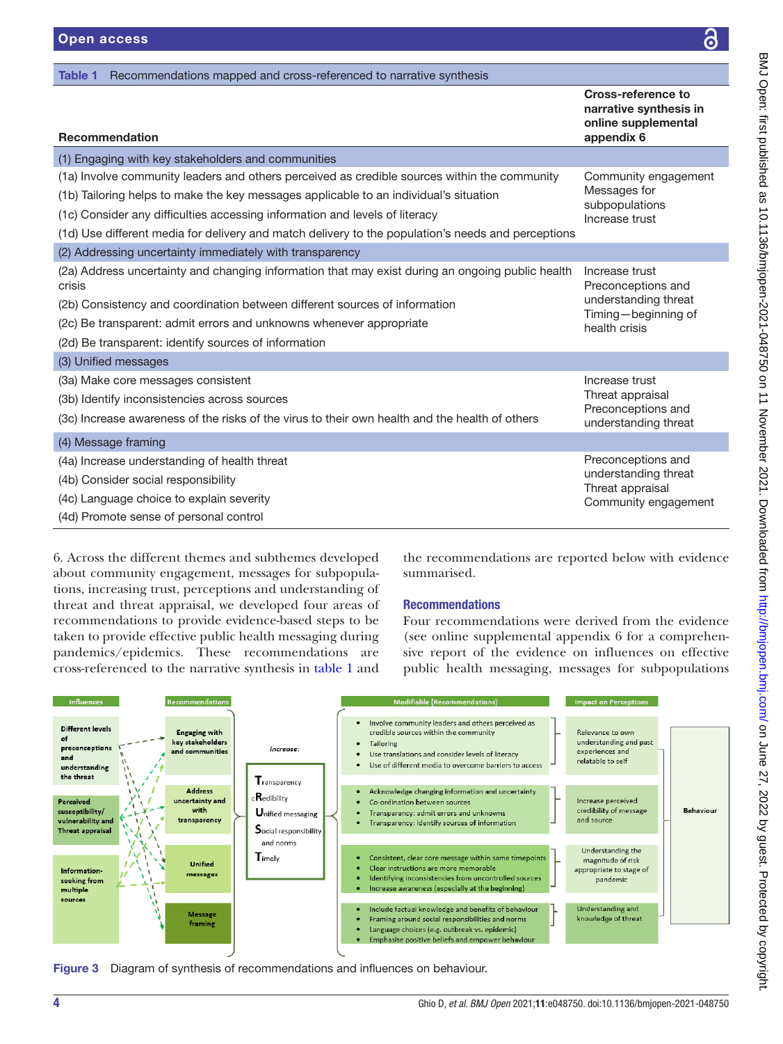**Table 1** Recommendations mapped and cross-referenced to narrative synthesis

| Recommendation | Cross-reference to narrative synthesis in online supplemental appendix 6 |
|---|---|
| **(1) Engaging with key stakeholders and communities** | |
| (1a) Involve community leaders and others perceived as credible sources within the community | Community engagement |
| (1b) Tailoring helps to make the key messages applicable to an individual's situation | Messages for subpopulations |
| (1c) Consider any difficulties accessing information and levels of literacy | Increase trust |
| (1d) Use different media for delivery and match delivery to the population's needs and perceptions | |
| **(2) Addressing uncertainty immediately with transparency** | |
| (2a) Address uncertainty and changing information that may exist during an ongoing public health crisis | Increase trust |
| (2b) Consistency and coordination between different sources of information | Preconceptions and understanding threat |
| (2c) Be transparent: admit errors and unknowns whenever appropriate | Timing—beginning of health crisis |
| (2d) Be transparent: identify sources of information | |
| **(3) Unified messages** | |
| (3a) Make core messages consistent | Increase trust |
| (3b) Identify inconsistencies across sources | Threat appraisal |
| (3c) Increase awareness of the risks of the virus to their own health and the health of others | Preconceptions and understanding threat |
| **(4) Message framing** | |
| (4a) Increase understanding of health threat | Preconceptions and understanding threat |
| (4b) Consider social responsibility | Threat appraisal |
| (4c) Language choice to explain severity | Community engagement |
| (4d) Promote sense of personal control | |

6. Across the different themes and subthemes developed about community engagement, messages for subpopulations, increasing trust, perceptions and understanding of threat and threat appraisal, we developed four areas of recommendations to provide evidence-based steps to be taken to provide effective public health messaging during pandemics/epidemics. These recommendations are cross-referenced to the narrative synthesis in table 1 and the recommendations are reported below with evidence summarised.

## Recommendations

Four recommendations were derived from the evidence (see online supplemental appendix 6 for a comprehensive report of the evidence on influences on effective public health messaging, messages for subpopulations

Figure 3 Diagram of synthesis of recommendations and influences on behaviour.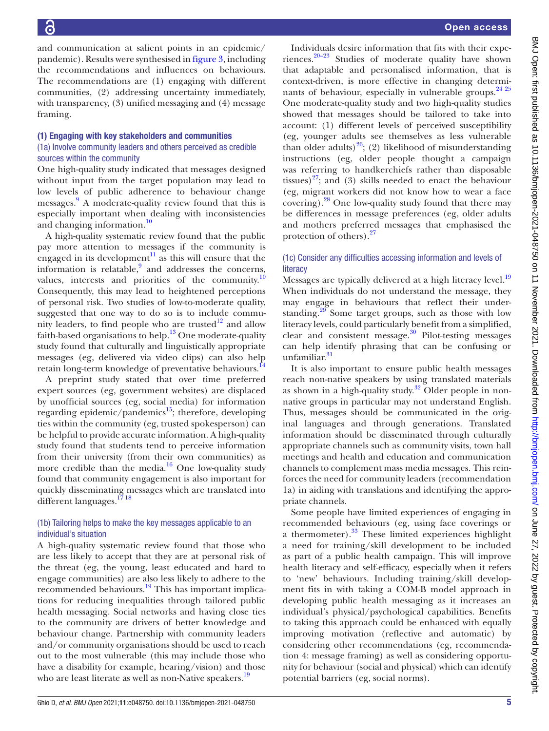and communication at salient points in an epidemic/pandemic). Results were synthesised in figure 3, including the recommendations and influences on behaviours. The recommendations are (1) engaging with different communities, (2) addressing uncertainty immediately, with transparency, (3) unified messaging and (4) message framing.

### (1) Engaging with key stakeholders and communities

#### (1a) Involve community leaders and others perceived as credible sources within the community

One high-quality study indicated that messages designed without input from the target population may lead to low levels of public adherence to behaviour change messages.[9] A moderate-quality review found that this is especially important when dealing with inconsistencies and changing information.[10]

A high-quality systematic review found that the public pay more attention to messages if the community is engaged in its development[11] as this will ensure that the information is relatable,[9] and addresses the concerns, values, interests and priorities of the community.[10] Consequently, this may lead to heightened perceptions of personal risk. Two studies of low-to-moderate quality, suggested that one way to do so is to include community leaders, to find people who are trusted[12] and allow faith-based organisations to help.[13] One moderate-quality study found that culturally and linguistically appropriate messages (eg, delivered via video clips) can also help retain long-term knowledge of preventative behaviours.[14]

A preprint study stated that over time preferred expert sources (eg, government websites) are displaced by unofficial sources (eg, social media) for information regarding epidemic/pandemics[15]; therefore, developing ties within the community (eg, trusted spokesperson) can be helpful to provide accurate information. A high-quality study found that students tend to perceive information from their university (from their own communities) as more credible than the media.[16] One low-quality study found that community engagement is also important for quickly disseminating messages which are translated into different languages.[17 18]

#### (1b) Tailoring helps to make the key messages applicable to an individual's situation

A high-quality systematic review found that those who are less likely to accept that they are at personal risk of the threat (eg, the young, least educated and hard to engage communities) are also less likely to adhere to the recommended behaviours.[19] This has important implications for reducing inequalities through tailored public health messaging. Social networks and having close ties to the community are drivers of better knowledge and behaviour change. Partnership with community leaders and/or community organisations should be used to reach out to the most vulnerable (this may include those who have a disability for example, hearing/vision) and those who are least literate as well as non-Native speakers.[19]

Individuals desire information that fits with their experiences.[20–23] Studies of moderate quality have shown that adaptable and personalised information, that is context-driven, is more effective in changing determinants of behaviour, especially in vulnerable groups.[24 25] One moderate-quality study and two high-quality studies showed that messages should be tailored to take into account: (1) different levels of perceived susceptibility (eg, younger adults see themselves as less vulnerable than older adults)[26]; (2) likelihood of misunderstanding instructions (eg, older people thought a campaign was referring to handkerchiefs rather than disposable tissues)[27]; and (3) skills needed to enact the behaviour (eg, migrant workers did not know how to wear a face covering).[28] One low-quality study found that there may be differences in message preferences (eg, older adults and mothers preferred messages that emphasised the protection of others).[27]

#### (1c) Consider any difficulties accessing information and levels of literacy

Messages are typically delivered at a high literacy level.[19] When individuals do not understand the message, they may engage in behaviours that reflect their understanding.[29] Some target groups, such as those with low literacy levels, could particularly benefit from a simplified, clear and consistent message.[30] Pilot-testing messages can help identify phrasing that can be confusing or unfamiliar.[31]

It is also important to ensure public health messages reach non-native speakers by using translated materials as shown in a high-quality study.[32] Older people in non-native groups in particular may not understand English. Thus, messages should be communicated in the original languages and through generations. Translated information should be disseminated through culturally appropriate channels such as community visits, town hall meetings and health and education and communication channels to complement mass media messages. This reinforces the need for community leaders (recommendation 1a) in aiding with translations and identifying the appropriate channels.

Some people have limited experiences of engaging in recommended behaviours (eg, using face coverings or a thermometer).[33] These limited experiences highlight a need for training/skill development to be included as part of a public health campaign. This will improve health literacy and self-efficacy, especially when it refers to 'new' behaviours. Including training/skill development fits in with taking a COM-B model approach in developing public health messaging as it increases an individual's physical/psychological capabilities. Benefits to taking this approach could be enhanced with equally improving motivation (reflective and automatic) by considering other recommendations (eg, recommendation 4: message framing) as well as considering opportunity for behaviour (social and physical) which can identify potential barriers (eg, social norms).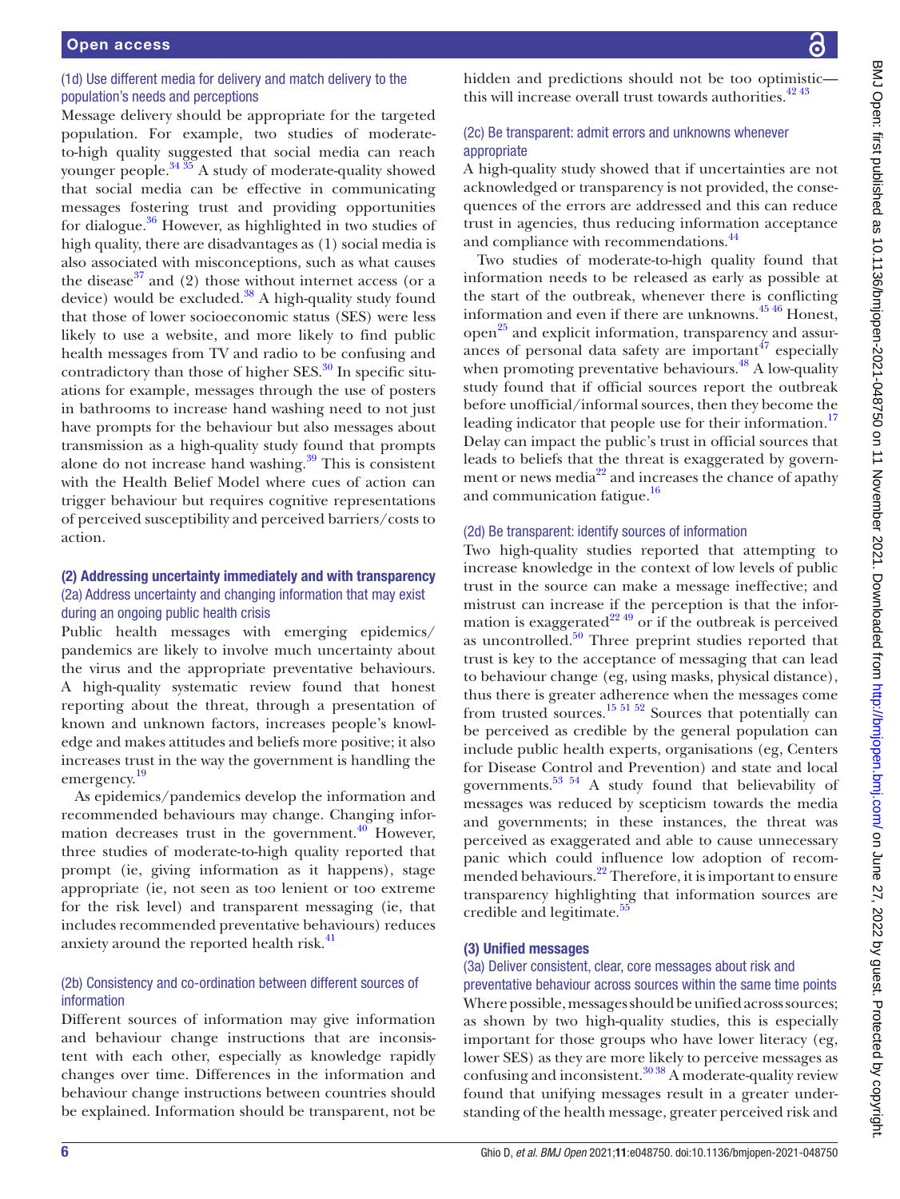#### (1d) Use different media for delivery and match delivery to the population's needs and perceptions

Message delivery should be appropriate for the targeted population. For example, two studies of moderate-to-high quality suggested that social media can reach younger people.[34 35] A study of moderate-quality showed that social media can be effective in communicating messages fostering trust and providing opportunities for dialogue.[36] However, as highlighted in two studies of high quality, there are disadvantages as (1) social media is also associated with misconceptions, such as what causes the disease[37] and (2) those without internet access (or a device) would be excluded.[38] A high-quality study found that those of lower socioeconomic status (SES) were less likely to use a website, and more likely to find public health messages from TV and radio to be confusing and contradictory than those of higher SES.[30] In specific situations for example, messages through the use of posters in bathrooms to increase hand washing need to not just have prompts for the behaviour but also messages about transmission as a high-quality study found that prompts alone do not increase hand washing.[39] This is consistent with the Health Belief Model where cues of action can trigger behaviour but requires cognitive representations of perceived susceptibility and perceived barriers/costs to action.

### (2) Addressing uncertainty immediately and with transparency

#### (2a) Address uncertainty and changing information that may exist during an ongoing public health crisis

Public health messages with emerging epidemics/pandemics are likely to involve much uncertainty about the virus and the appropriate preventative behaviours. A high-quality systematic review found that honest reporting about the threat, through a presentation of known and unknown factors, increases people's knowledge and makes attitudes and beliefs more positive; it also increases trust in the way the government is handling the emergency.[19]

As epidemics/pandemics develop the information and recommended behaviours may change. Changing information decreases trust in the government.[40] However, three studies of moderate-to-high quality reported that prompt (ie, giving information as it happens), stage appropriate (ie, not seen as too lenient or too extreme for the risk level) and transparent messaging (ie, that includes recommended preventative behaviours) reduces anxiety around the reported health risk.[41]

#### (2b) Consistency and co-ordination between different sources of information

Different sources of information may give information and behaviour change instructions that are inconsistent with each other, especially as knowledge rapidly changes over time. Differences in the information and behaviour change instructions between countries should be explained. Information should be transparent, not be hidden and predictions should not be too optimistic—this will increase overall trust towards authorities.[42 43]

#### (2c) Be transparent: admit errors and unknowns whenever appropriate

A high-quality study showed that if uncertainties are not acknowledged or transparency is not provided, the consequences of the errors are addressed and this can reduce trust in agencies, thus reducing information acceptance and compliance with recommendations.[44]

Two studies of moderate-to-high quality found that information needs to be released as early as possible at the start of the outbreak, whenever there is conflicting information and even if there are unknowns.[45 46] Honest, open[25] and explicit information, transparency and assurances of personal data safety are important[47] especially when promoting preventative behaviours.[48] A low-quality study found that if official sources report the outbreak before unofficial/informal sources, then they become the leading indicator that people use for their information.[17] Delay can impact the public's trust in official sources that leads to beliefs that the threat is exaggerated by government or news media[22] and increases the chance of apathy and communication fatigue.[16]

#### (2d) Be transparent: identify sources of information

Two high-quality studies reported that attempting to increase knowledge in the context of low levels of public trust in the source can make a message ineffective; and mistrust can increase if the perception is that the information is exaggerated[22 49] or if the outbreak is perceived as uncontrolled.[50] Three preprint studies reported that trust is key to the acceptance of messaging that can lead to behaviour change (eg, using masks, physical distance), thus there is greater adherence when the messages come from trusted sources.[15 51 52] Sources that potentially can be perceived as credible by the general population can include public health experts, organisations (eg, Centers for Disease Control and Prevention) and state and local governments.[53 54] A study found that believability of messages was reduced by scepticism towards the media and governments; in these instances, the threat was perceived as exaggerated and able to cause unnecessary panic which could influence low adoption of recommended behaviours.[22] Therefore, it is important to ensure transparency highlighting that information sources are credible and legitimate.[55]

### (3) Unified messages

#### (3a) Deliver consistent, clear, core messages about risk and preventative behaviour across sources within the same time points

Where possible, messages should be unified across sources; as shown by two high-quality studies, this is especially important for those groups who have lower literacy (eg, lower SES) as they are more likely to perceive messages as confusing and inconsistent.[30 38] A moderate-quality review found that unifying messages result in a greater understanding of the health message, greater perceived risk and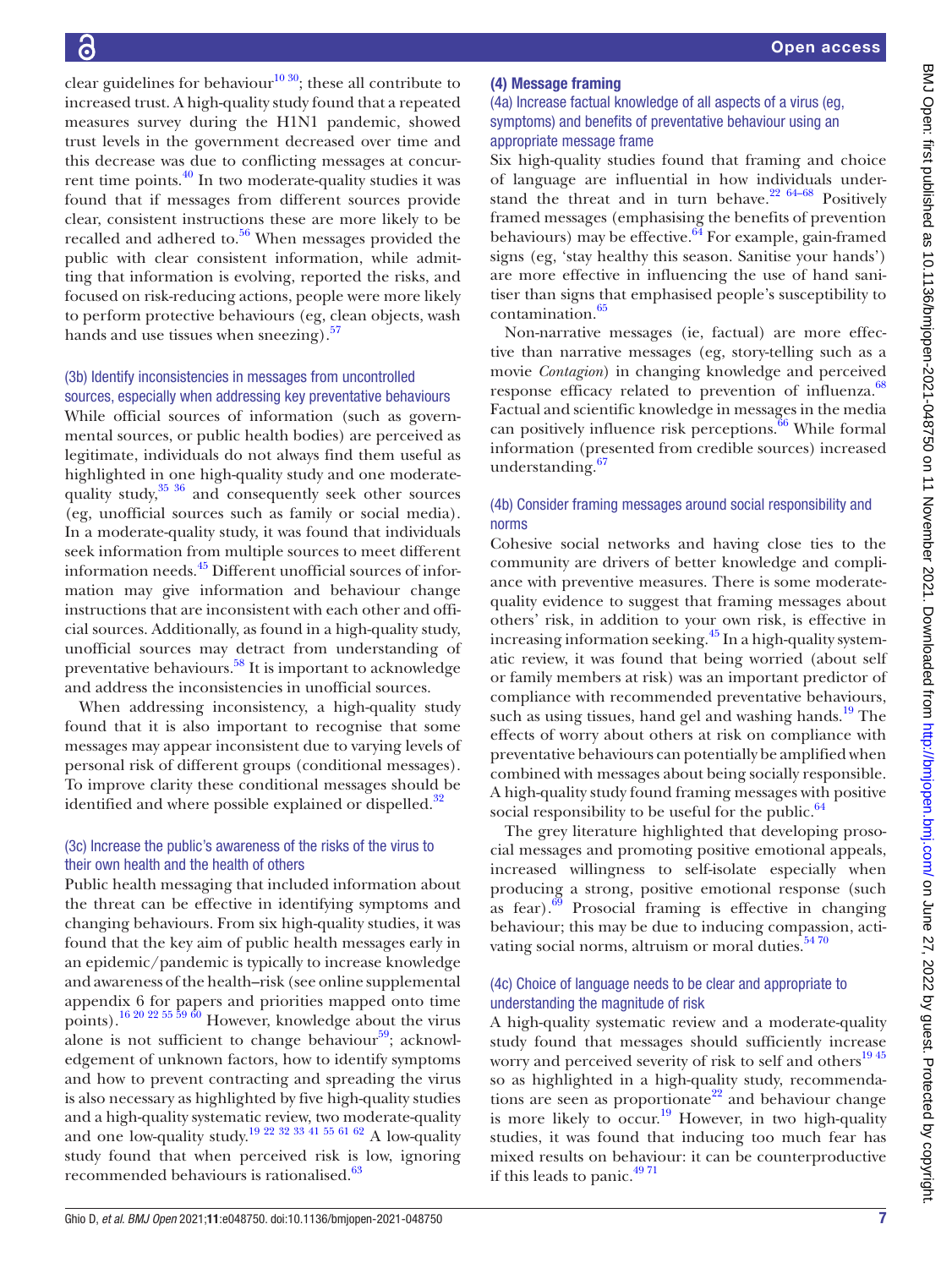clear guidelines for behaviour[10 30]; these all contribute to increased trust. A high-quality study found that a repeated measures survey during the H1N1 pandemic, showed trust levels in the government decreased over time and this decrease was due to conflicting messages at concurrent time points.[40] In two moderate-quality studies it was found that if messages from different sources provide clear, consistent instructions these are more likely to be recalled and adhered to.[56] When messages provided the public with clear consistent information, while admitting that information is evolving, reported the risks, and focused on risk-reducing actions, people were more likely to perform protective behaviours (eg, clean objects, wash hands and use tissues when sneezing).[57]

#### (3b) Identify inconsistencies in messages from uncontrolled sources, especially when addressing key preventative behaviours

While official sources of information (such as governmental sources, or public health bodies) are perceived as legitimate, individuals do not always find them useful as highlighted in one high-quality study and one moderate-quality study,[35 36] and consequently seek other sources (eg, unofficial sources such as family or social media). In a moderate-quality study, it was found that individuals seek information from multiple sources to meet different information needs.[45] Different unofficial sources of information may give information and behaviour change instructions that are inconsistent with each other and official sources. Additionally, as found in a high-quality study, unofficial sources may detract from understanding of preventative behaviours.[58] It is important to acknowledge and address the inconsistencies in unofficial sources.

When addressing inconsistency, a high-quality study found that it is also important to recognise that some messages may appear inconsistent due to varying levels of personal risk of different groups (conditional messages). To improve clarity these conditional messages should be identified and where possible explained or dispelled.[32]

#### (3c) Increase the public's awareness of the risks of the virus to their own health and the health of others

Public health messaging that included information about the threat can be effective in identifying symptoms and changing behaviours. From six high-quality studies, it was found that the key aim of public health messages early in an epidemic/pandemic is typically to increase knowledge and awareness of the health–risk (see online supplemental appendix 6 for papers and priorities mapped onto time points).[16 20 22 55 59 60] However, knowledge about the virus alone is not sufficient to change behaviour[59]; acknowledgement of unknown factors, how to identify symptoms and how to prevent contracting and spreading the virus is also necessary as highlighted by five high-quality studies and a high-quality systematic review, two moderate-quality and one low-quality study.[19 22 32 33 41 55 61 62] A low-quality study found that when perceived risk is low, ignoring recommended behaviours is rationalised.[63]

### (4) Message framing

#### (4a) Increase factual knowledge of all aspects of a virus (eg, symptoms) and benefits of preventative behaviour using an appropriate message frame

Six high-quality studies found that framing and choice of language are influential in how individuals understand the threat and in turn behave.[22 64–68] Positively framed messages (emphasising the benefits of prevention behaviours) may be effective.[64] For example, gain-framed signs (eg, 'stay healthy this season. Sanitise your hands') are more effective in influencing the use of hand sanitiser than signs that emphasised people's susceptibility to contamination.[65]

Non-narrative messages (ie, factual) are more effective than narrative messages (eg, story-telling such as a movie *Contagion*) in changing knowledge and perceived response efficacy related to prevention of influenza.[68] Factual and scientific knowledge in messages in the media can positively influence risk perceptions.[66] While formal information (presented from credible sources) increased understanding.[67]

#### (4b) Consider framing messages around social responsibility and norms

Cohesive social networks and having close ties to the community are drivers of better knowledge and compliance with preventive measures. There is some moderate-quality evidence to suggest that framing messages about others' risk, in addition to your own risk, is effective in increasing information seeking.[45] In a high-quality systematic review, it was found that being worried (about self or family members at risk) was an important predictor of compliance with recommended preventative behaviours, such as using tissues, hand gel and washing hands.[19] The effects of worry about others at risk on compliance with preventative behaviours can potentially be amplified when combined with messages about being socially responsible. A high-quality study found framing messages with positive social responsibility to be useful for the public.[64]

The grey literature highlighted that developing prosocial messages and promoting positive emotional appeals, increased willingness to self-isolate especially when producing a strong, positive emotional response (such as fear).[69] Prosocial framing is effective in changing behaviour; this may be due to inducing compassion, activating social norms, altruism or moral duties.[54 70]

#### (4c) Choice of language needs to be clear and appropriate to understanding the magnitude of risk

A high-quality systematic review and a moderate-quality study found that messages should sufficiently increase worry and perceived severity of risk to self and others[19 45] so as highlighted in a high-quality study, recommendations are seen as proportionate[22] and behaviour change is more likely to occur.[19] However, in two high-quality studies, it was found that inducing too much fear has mixed results on behaviour: it can be counterproductive if this leads to panic.[49 71]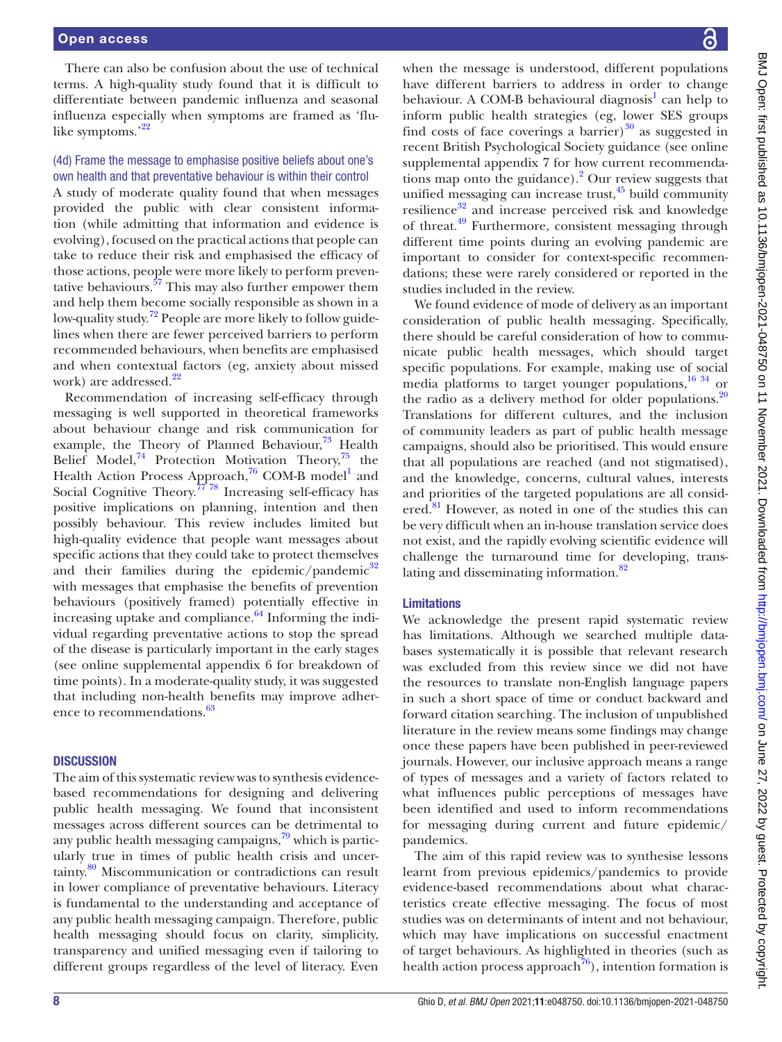There can also be confusion about the use of technical terms. A high-quality study found that it is difficult to differentiate between pandemic influenza and seasonal influenza especially when symptoms are framed as 'flu-like symptoms.'[22]

### (4d) Frame the message to emphasise positive beliefs about one's own health and that preventative behaviour is within their control

A study of moderate quality found that when messages provided the public with clear consistent information (while admitting that information and evidence is evolving), focused on the practical actions that people can take to reduce their risk and emphasised the efficacy of those actions, people were more likely to perform preventative behaviours.[57] This may also further empower them and help them become socially responsible as shown in a low-quality study.[72] People are more likely to follow guidelines when there are fewer perceived barriers to perform recommended behaviours, when benefits are emphasised and when contextual factors (eg, anxiety about missed work) are addressed.[22]

Recommendation of increasing self-efficacy through messaging is well supported in theoretical frameworks about behaviour change and risk communication for example, the Theory of Planned Behaviour,[73] Health Belief Model,[74] Protection Motivation Theory,[75] the Health Action Process Approach,[76] COM-B model[1] and Social Cognitive Theory.[77,78] Increasing self-efficacy has positive implications on planning, intention and then possibly behaviour. This review includes limited but high-quality evidence that people want messages about specific actions that they could take to protect themselves and their families during the epidemic/pandemic[32] with messages that emphasise the benefits of prevention behaviours (positively framed) potentially effective in increasing uptake and compliance.[64] Informing the individual regarding preventative actions to stop the spread of the disease is particularly important in the early stages (see online supplemental appendix 6 for breakdown of time points). In a moderate-quality study, it was suggested that including non-health benefits may improve adherence to recommendations.[63]

## DISCUSSION

The aim of this systematic review was to synthesis evidence-based recommendations for designing and delivering public health messaging. We found that inconsistent messages across different sources can be detrimental to any public health messaging campaigns,[79] which is particularly true in times of public health crisis and uncertainty.[80] Miscommunication or contradictions can result in lower compliance of preventative behaviours. Literacy is fundamental to the understanding and acceptance of any public health messaging campaign. Therefore, public health messaging should focus on clarity, simplicity, transparency and unified messaging even if tailoring to different groups regardless of the level of literacy. Even when the message is understood, different populations have different barriers to address in order to change behaviour. A COM-B behavioural diagnosis[1] can help to inform public health strategies (eg, lower SES groups find costs of face coverings a barrier)[30] as suggested in recent British Psychological Society guidance (see online supplemental appendix 7 for how current recommendations map onto the guidance).[2] Our review suggests that unified messaging can increase trust,[45] build community resilience[32] and increase perceived risk and knowledge of threat.[49] Furthermore, consistent messaging through different time points during an evolving pandemic are important to consider for context-specific recommendations; these were rarely considered or reported in the studies included in the review.

We found evidence of mode of delivery as an important consideration of public health messaging. Specifically, there should be careful consideration of how to communicate public health messages, which should target specific populations. For example, making use of social media platforms to target younger populations,[16,34] or the radio as a delivery method for older populations.[20] Translations for different cultures, and the inclusion of community leaders as part of public health message campaigns, should also be prioritised. This would ensure that all populations are reached (and not stigmatised), and the knowledge, concerns, cultural values, interests and priorities of the targeted populations are all considered.[81] However, as noted in one of the studies this can be very difficult when an in-house translation service does not exist, and the rapidly evolving scientific evidence will challenge the turnaround time for developing, translating and disseminating information.[82]

### Limitations

We acknowledge the present rapid systematic review has limitations. Although we searched multiple databases systematically it is possible that relevant research was excluded from this review since we did not have the resources to translate non-English language papers in such a short space of time or conduct backward and forward citation searching. The inclusion of unpublished literature in the review means some findings may change once these papers have been published in peer-reviewed journals. However, our inclusive approach means a range of types of messages and a variety of factors related to what influences public perceptions of messages have been identified and used to inform recommendations for messaging during current and future epidemic/pandemics.

The aim of this rapid review was to synthesise lessons learnt from previous epidemics/pandemics to provide evidence-based recommendations about what characteristics create effective messaging. The focus of most studies was on determinants of intent and not behaviour, which may have implications on successful enactment of target behaviours. As highlighted in theories (such as health action process approach[76]), intention formation is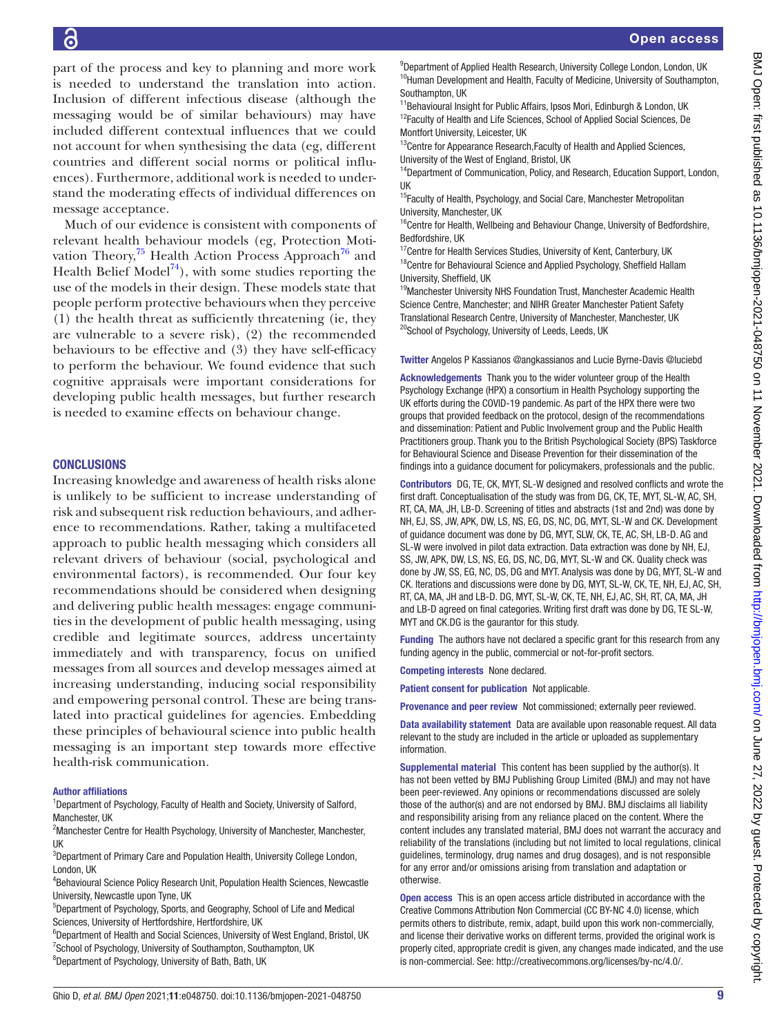part of the process and key to planning and more work is needed to understand the translation into action. Inclusion of different infectious disease (although the messaging would be of similar behaviours) may have included different contextual influences that we could not account for when synthesising the data (eg, different countries and different social norms or political influences). Furthermore, additional work is needed to understand the moderating effects of individual differences on message acceptance.

Much of our evidence is consistent with components of relevant health behaviour models (eg, Protection Motivation Theory,[75] Health Action Process Approach[76] and Health Belief Model[74]), with some studies reporting the use of the models in their design. These models state that people perform protective behaviours when they perceive (1) the health threat as sufficiently threatening (ie, they are vulnerable to a severe risk), (2) the recommended behaviours to be effective and (3) they have self-efficacy to perform the behaviour. We found evidence that such cognitive appraisals were important considerations for developing public health messages, but further research is needed to examine effects on behaviour change.

## CONCLUSIONS

Increasing knowledge and awareness of health risks alone is unlikely to be sufficient to increase understanding of risk and subsequent risk reduction behaviours, and adherence to recommendations. Rather, taking a multifaceted approach to public health messaging which considers all relevant drivers of behaviour (social, psychological and environmental factors), is recommended. Our four key recommendations should be considered when designing and delivering public health messages: engage communities in the development of public health messaging, using credible and legitimate sources, address uncertainty immediately and with transparency, focus on unified messages from all sources and develop messages aimed at increasing understanding, inducing social responsibility and empowering personal control. These are being translated into practical guidelines for agencies. Embedding these principles of behavioural science into public health messaging is an important step towards more effective health-risk communication.

### Author affiliations

[1]Department of Psychology, Faculty of Health and Society, University of Salford, Manchester, UK
[2]Manchester Centre for Health Psychology, University of Manchester, Manchester, UK
[3]Department of Primary Care and Population Health, University College London, London, UK
[4]Behavioural Science Policy Research Unit, Population Health Sciences, Newcastle University, Newcastle upon Tyne, UK
[5]Department of Psychology, Sports, and Geography, School of Life and Medical Sciences, University of Hertfordshire, Hertfordshire, UK
[6]Department of Health and Social Sciences, University of West England, Bristol, UK
[7]School of Psychology, University of Southampton, Southampton, UK
[8]Department of Psychology, University of Bath, Bath, UK
[9]Department of Applied Health Research, University College London, London, UK
[10]Human Development and Health, Faculty of Medicine, University of Southampton, Southampton, UK
[11]Behavioural Insight for Public Affairs, Ipsos Mori, Edinburgh & London, UK
[12]Faculty of Health and Life Sciences, School of Applied Social Sciences, De Montfort University, Leicester, UK
[13]Centre for Appearance Research,Faculty of Health and Applied Sciences, University of the West of England, Bristol, UK
[14]Department of Communication, Policy, and Research, Education Support, London, UK
[15]Faculty of Health, Psychology, and Social Care, Manchester Metropolitan University, Manchester, UK
[16]Centre for Health, Wellbeing and Behaviour Change, University of Bedfordshire, Bedfordshire, UK
[17]Centre for Health Services Studies, University of Kent, Canterbury, UK
[18]Centre for Behavioural Science and Applied Psychology, Sheffield Hallam University, Sheffield, UK
[19]Manchester University NHS Foundation Trust, Manchester Academic Health Science Centre, Manchester; and NIHR Greater Manchester Patient Safety Translational Research Centre, University of Manchester, Manchester, UK
[20]School of Psychology, University of Leeds, Leeds, UK

**Twitter** Angelos P Kassianos @angkassianos and Lucie Byrne-Davis @luciebd

**Acknowledgements** Thank you to the wider volunteer group of the Health Psychology Exchange (HPX) a consortium in Health Psychology supporting the UK efforts during the COVID-19 pandemic. As part of the HPX there were two groups that provided feedback on the protocol, design of the recommendations and dissemination: Patient and Public Involvement group and the Public Health Practitioners group. Thank you to the British Psychological Society (BPS) Taskforce for Behavioural Science and Disease Prevention for their dissemination of the findings into a guidance document for policymakers, professionals and the public.

**Contributors** DG, TE, CK, MYT, SL-W designed and resolved conflicts and wrote the first draft. Conceptualisation of the study was from DG, CK, TE, MYT, SL-W, AC, SH, RT, CA, MA, JH, LB-D. Screening of titles and abstracts (1st and 2nd) was done by NH, EJ, SS, JW, APK, DW, LS, NS, EG, DS, NC, DG, MYT, SL-W and CK. Development of guidance document was done by DG, MYT, SLW, CK, TE, AC, SH, LB-D. AG and SL-W were involved in pilot data extraction. Data extraction was done by NH, EJ, SS, JW, APK, DW, LS, NS, EG, DS, NC, DG, MYT, SL-W and CK. Quality check was done by JW, SS, EG, NC, DS, DG and MYT. Analysis was done by DG, MYT, SL-W and CK. Iterations and discussions were done by DG, MYT, SL-W, CK, TE, NH, EJ, AC, SH, RT, CA, MA, JH and LB-D. DG, MYT, SL-W, CK, TE, NH, EJ, AC, SH, RT, CA, MA, JH and LB-D agreed on final categories. Writing first draft was done by DG, TE SL-W, MYT and CK.DG is the gaurantor for this study.

**Funding** The authors have not declared a specific grant for this research from any funding agency in the public, commercial or not-for-profit sectors.

**Competing interests** None declared.

**Patient consent for publication** Not applicable.

**Provenance and peer review** Not commissioned; externally peer reviewed.

**Data availability statement** Data are available upon reasonable request. All data relevant to the study are included in the article or uploaded as supplementary information.

**Supplemental material** This content has been supplied by the author(s). It has not been vetted by BMJ Publishing Group Limited (BMJ) and may not have been peer-reviewed. Any opinions or recommendations discussed are solely those of the author(s) and are not endorsed by BMJ. BMJ disclaims all liability and responsibility arising from any reliance placed on the content. Where the content includes any translated material, BMJ does not warrant the accuracy and reliability of the translations (including but not limited to local regulations, clinical guidelines, terminology, drug names and drug dosages), and is not responsible for any error and/or omissions arising from translation and adaptation or otherwise.

**Open access** This is an open access article distributed in accordance with the Creative Commons Attribution Non Commercial (CC BY-NC 4.0) license, which permits others to distribute, remix, adapt, build upon this work non-commercially, and license their derivative works on different terms, provided the original work is properly cited, appropriate credit is given, any changes made indicated, and the use is non-commercial. See: http://creativecommons.org/licenses/by-nc/4.0/.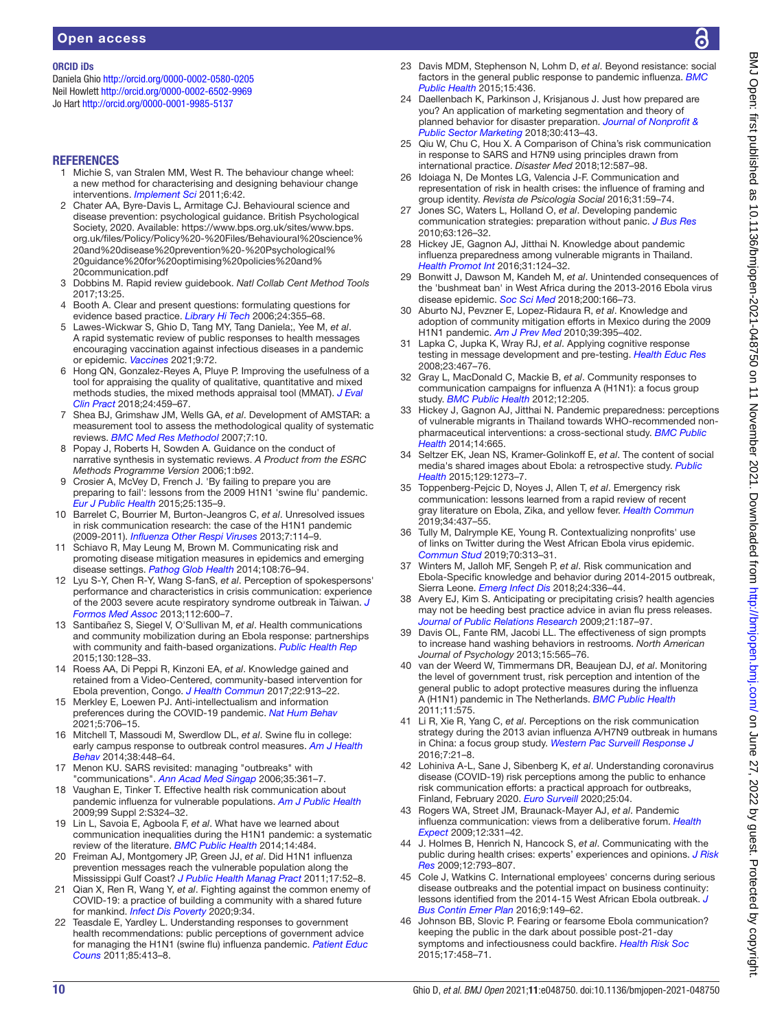**ORCID iDs**

Daniela Ghio http://orcid.org/0000-0002-0580-0205
Neil Howlett http://orcid.org/0000-0002-6502-9969
Jo Hart http://orcid.org/0000-0001-9985-5137

## REFERENCES

1. Michie S, van Stralen MM, West R. The behaviour change wheel: a new method for characterising and designing behaviour change interventions. *Implement Sci* 2011;6:42.
2. Chater AA, Byre-Davis L, Armitage CJ. Behavioural science and disease prevention: psychological guidance. British Psychological Society, 2020. Available: https://www.bps.org.uk/sites/www.bps.org.uk/files/Policy/Policy%20-%20Files/Behavioural%20science%20and%20disease%20prevention%20-%20Psychological%20guidance%20for%20optimising%20policies%20and%20communication.pdf
3. Dobbins M. Rapid review guidebook. *Natl Collab Cent Method Tools* 2017;13:25.
4. Booth A. Clear and present questions: formulating questions for evidence based practice. *Library Hi Tech* 2006;24:355–68.
5. Lawes-Wickwar S, Ghio D, Tang MY, Tang Daniela;, Yee M, *et al*. A rapid systematic review of public responses to health messages encouraging vaccination against infectious diseases in a pandemic or epidemic. *Vaccines* 2021;9:72.
6. Hong QN, Gonzalez-Reyes A, Pluye P. Improving the usefulness of a tool for appraising the quality of qualitative, quantitative and mixed methods studies, the mixed methods appraisal tool (MMAT). *J Eval Clin Pract* 2018;24:459–67.
7. Shea BJ, Grimshaw JM, Wells GA, *et al*. Development of AMSTAR: a measurement tool to assess the methodological quality of systematic reviews. *BMC Med Res Methodol* 2007;7:10.
8. Popay J, Roberts H, Sowden A. Guidance on the conduct of narrative synthesis in systematic reviews. *A Product from the ESRC Methods Programme Version* 2006;1:b92.
9. Crosier A, McVey D, French J. 'By failing to prepare you are preparing to fail': lessons from the 2009 H1N1 'swine flu' pandemic. *Eur J Public Health* 2015;25:135–9.
10. Barrelet C, Bourrier M, Burton-Jeangros C, *et al*. Unresolved issues in risk communication research: the case of the H1N1 pandemic (2009-2011). *Influenza Other Respi Viruses* 2013;7:114–9.
11. Schiavo R, May Leung M, Brown M. Communicating risk and promoting disease mitigation measures in epidemics and emerging disease settings. *Pathog Glob Health* 2014;108:76–94.
12. Lyu S-Y, Chen R-Y, Wang S-fanS, *et al*. Perception of spokespersons' performance and characteristics in crisis communication: experience of the 2003 severe acute respiratory syndrome outbreak in Taiwan. *J Formos Med Assoc* 2013;112:600–7.
13. Santibañez S, Siegel V, O'Sullivan M, *et al*. Health communications and community mobilization during an Ebola response: partnerships with community and faith-based organizations. *Public Health Rep* 2015;130:128–33.
14. Roess AA, Di Peppi R, Kinzoni EA, *et al*. Knowledge gained and retained from a Video-Centered, community-based intervention for Ebola prevention, Congo. *J Health Commun* 2017;22:913–22.
15. Merkley E, Loewen PJ. Anti-intellectualism and information preferences during the COVID-19 pandemic. *Nat Hum Behav* 2021;5:706–15.
16. Mitchell T, Massoudi M, Swerdlow DL, *et al*. Swine flu in college: early campus response to outbreak control measures. *Am J Health Behav* 2014;38:448–64.
17. Menon KU. SARS revisited: managing "outbreaks" with "communications". *Ann Acad Med Singap* 2006;35:361–7.
18. Vaughan E, Tinker T. Effective health risk communication about pandemic influenza for vulnerable populations. *Am J Public Health* 2009;99 Suppl 2:S324–32.
19. Lin L, Savoia E, Agboola F, *et al*. What have we learned about communication inequalities during the H1N1 pandemic: a systematic review of the literature. *BMC Public Health* 2014;14:484.
20. Freiman AJ, Montgomery JP, Green JJ, *et al*. Did H1N1 influenza prevention messages reach the vulnerable population along the Mississippi Gulf Coast? *J Public Health Manag Pract* 2011;17:52–8.
21. Qian X, Ren R, Wang Y, *et al*. Fighting against the common enemy of COVID-19: a practice of building a community with a shared future for mankind. *Infect Dis Poverty* 2020;9:34.
22. Teasdale E, Yardley L. Understanding responses to government health recommendations: public perceptions of government advice for managing the H1N1 (swine flu) influenza pandemic. *Patient Educ Couns* 2011;85:413–8.
23. Davis MDM, Stephenson N, Lohm D, *et al*. Beyond resistance: social factors in the general public response to pandemic influenza. *BMC Public Health* 2015;15:436.
24. Daellenbach K, Parkinson J, Krisjanous J. Just how prepared are you? An application of marketing segmentation and theory of planned behavior for disaster preparation. *Journal of Nonprofit & Public Sector Marketing* 2018;30:413–43.
25. Qiu W, Chu C, Hou X. A Comparison of China's risk communication in response to SARS and H7N9 using principles drawn from international practice. *Disaster Med* 2018;12:587–98.
26. Idoiaga N, De Montes LG, Valencia J-F. Communication and representation of risk in health crises: the influence of framing and group identity. *Revista de Psicologia Social* 2016;31:59–74.
27. Jones SC, Waters L, Holland O, *et al*. Developing pandemic communication strategies: preparation without panic. *J Bus Res* 2010;63:126–32.
28. Hickey JE, Gagnon AJ, Jitthai N. Knowledge about pandemic influenza preparedness among vulnerable migrants in Thailand. *Health Promot Int* 2016;31:124–32.
29. Bonwitt J, Dawson M, Kandeh M, *et al*. Unintended consequences of the 'bushmeat ban' in West Africa during the 2013-2016 Ebola virus disease epidemic. *Soc Sci Med* 2018;200:166–73.
30. Aburto NJ, Pevzner E, Lopez-Ridaura R, *et al*. Knowledge and adoption of community mitigation efforts in Mexico during the 2009 H1N1 pandemic. *Am J Prev Med* 2010;39:395–402.
31. Lapka C, Jupka K, Wray RJ, *et al*. Applying cognitive response testing in message development and pre-testing. *Health Educ Res* 2008;23:467–76.
32. Gray L, MacDonald C, Mackie B, *et al*. Community responses to communication campaigns for influenza A (H1N1): a focus group study. *BMC Public Health* 2012;12:205.
33. Hickey J, Gagnon AJ, Jitthai N. Pandemic preparedness: perceptions of vulnerable migrants in Thailand towards WHO-recommended non-pharmaceutical interventions: a cross-sectional study. *BMC Public Health* 2014;14:665.
34. Seltzer EK, Jean NS, Kramer-Golinkoff E, *et al*. The content of social media's shared images about Ebola: a retrospective study. *Public Health* 2015;129:1273–7.
35. Toppenberg-Pejcic D, Noyes J, Allen T, *et al*. Emergency risk communication: lessons learned from a rapid review of recent gray literature on Ebola, Zika, and yellow fever. *Health Commun* 2019;34:437–55.
36. Tully M, Dalrymple KE, Young R. Contextualizing nonprofits' use of links on Twitter during the West African Ebola virus epidemic. *Commun Stud* 2019;70:313–31.
37. Winters M, Jalloh MF, Sengeh P, *et al*. Risk communication and Ebola-Specific knowledge and behavior during 2014-2015 outbreak, Sierra Leone. *Emerg Infect Dis* 2018;24:336–44.
38. Avery EJ, Kim S. Anticipating or precipitating crisis? health agencies may not be heeding best practice advice in avian flu press releases. *Journal of Public Relations Research* 2009;21:187–97.
39. Davis OL, Fante RM, Jacobi LL. The effectiveness of sign prompts to increase hand washing behaviors in restrooms. *North American Journal of Psychology* 2013;15:565–76.
40. van der Weerd W, Timmermans DR, Beaujean DJ, *et al*. Monitoring the level of government trust, risk perception and intention of the general public to adopt protective measures during the influenza A (H1N1) pandemic in The Netherlands. *BMC Public Health* 2011;11:575.
41. Li R, Xie R, Yang C, *et al*. Perceptions on the risk communication strategy during the 2013 avian influenza A/H7N9 outbreak in humans in China: a focus group study. *Western Pac Surveill Response J* 2016;7:21–8.
42. Lohiniva A-L, Sane J, Sibenberg K, *et al*. Understanding coronavirus disease (COVID-19) risk perceptions among the public to enhance risk communication efforts: a practical approach for outbreaks, Finland, February 2020. *Euro Surveill* 2020;25:04.
43. Rogers WA, Street JM, Braunack-Mayer AJ, *et al*. Pandemic influenza communication: views from a deliberative forum. *Health Expect* 2009;12:331–42.
44. J. Holmes B, Henrich N, Hancock S, *et al*. Communicating with the public during health crises: experts' experiences and opinions. *J Risk Res* 2009;12:793–807.
45. Cole J, Watkins C. International employees' concerns during serious disease outbreaks and the potential impact on business continuity: lessons identified from the 2014-15 West African Ebola outbreak. *J Bus Contin Emer Plan* 2016;9:149–62.
46. Johnson BB, Slovic P. Fearing or fearsome Ebola communication? keeping the public in the dark about possible post-21-day symptoms and infectiousness could backfire. *Health Risk Soc* 2015;17:458–71.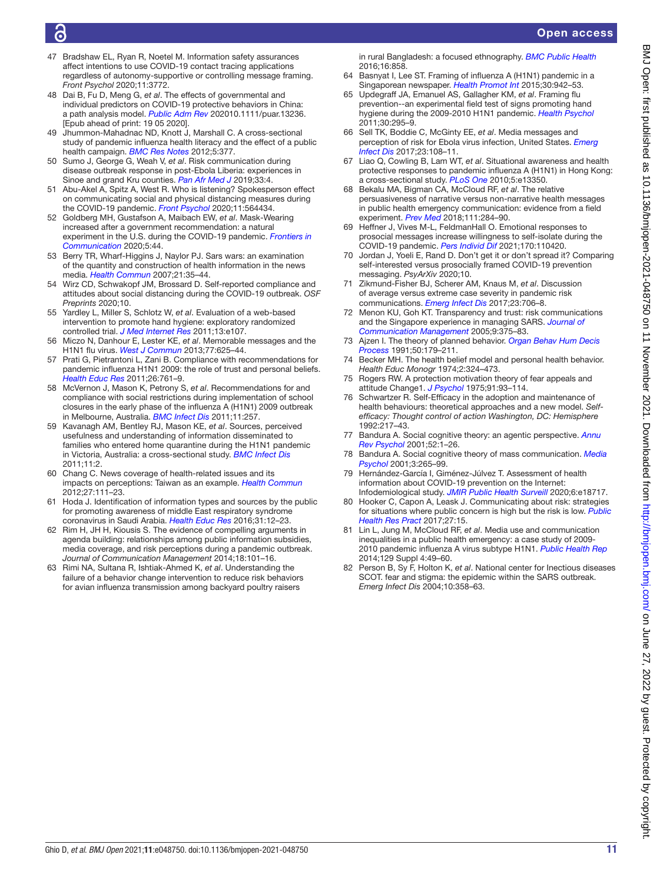47 Bradshaw EL, Ryan R, Noetel M. Information safety assurances affect intentions to use COVID-19 contact tracing applications regardless of autonomy-supportive or controlling message framing. *Front Psychol* 2020;11:3772.

48 Dai B, Fu D, Meng G, *et al*. The effects of governmental and individual predictors on COVID-19 protective behaviors in China: a path analysis model. *Public Adm Rev* 202010.1111/puar.13236. [Epub ahead of print: 19 05 2020].

49 Jhummon-Mahadnac ND, Knott J, Marshall C. A cross-sectional study of pandemic influenza health literacy and the effect of a public health campaign. *BMC Res Notes* 2012;5:377.

50 Sumo J, George G, Weah V, *et al*. Risk communication during disease outbreak response in post-Ebola Liberia: experiences in Sinoe and grand Kru counties. *Pan Afr Med J* 2019;33:4.

51 Abu-Akel A, Spitz A, West R. Who is listening? Spokesperson effect on communicating social and physical distancing measures during the COVID-19 pandemic. *Front Psychol* 2020;11:564434.

52 Goldberg MH, Gustafson A, Maibach EW, *et al*. Mask-Wearing increased after a government recommendation: a natural experiment in the U.S. during the COVID-19 pandemic. *Frontiers in Communication* 2020;5:44.

53 Berry TR, Wharf-Higgins J, Naylor PJ. Sars wars: an examination of the quantity and construction of health information in the news media. *Health Commun* 2007;21:35–44.

54 Wirz CD, Schwakopf JM, Brossard D. Self-reported compliance and attitudes about social distancing during the COVID-19 outbreak. *OSF Preprints* 2020;10.

55 Yardley L, Miller S, Schlotz W, *et al*. Evaluation of a web-based intervention to promote hand hygiene: exploratory randomized controlled trial. *J Med Internet Res* 2011;13:e107.

56 Miczo N, Danhour E, Lester KE, *et al*. Memorable messages and the H1N1 flu virus. *West J Commun* 2013;77:625–44.

57 Prati G, Pietrantoni L, Zani B. Compliance with recommendations for pandemic influenza H1N1 2009: the role of trust and personal beliefs. *Health Educ Res* 2011;26:761–9.

58 McVernon J, Mason K, Petrony S, *et al*. Recommendations for and compliance with social restrictions during implementation of school closures in the early phase of the influenza A (H1N1) 2009 outbreak in Melbourne, Australia. *BMC Infect Dis* 2011;11:257.

59 Kavanagh AM, Bentley RJ, Mason KE, *et al*. Sources, perceived usefulness and understanding of information disseminated to families who entered home quarantine during the H1N1 pandemic in Victoria, Australia: a cross-sectional study. *BMC Infect Dis* 2011;11:2.

60 Chang C. News coverage of health-related issues and its impacts on perceptions: Taiwan as an example. *Health Commun* 2012;27:111–23.

61 Hoda J. Identification of information types and sources by the public for promoting awareness of middle East respiratory syndrome coronavirus in Saudi Arabia. *Health Educ Res* 2016;31:12–23.

62 Rim H, JH H, Kiousis S. The evidence of compelling arguments in agenda building: relationships among public information subsidies, media coverage, and risk perceptions during a pandemic outbreak. *Journal of Communication Management* 2014;18:101–16.

63 Rimi NA, Sultana R, Ishtiak-Ahmed K, *et al*. Understanding the failure of a behavior change intervention to reduce risk behaviors for avian influenza transmission among backyard poultry raisers in rural Bangladesh: a focused ethnography. *BMC Public Health* 2016;16:858.

64 Basnyat I, Lee ST. Framing of influenza A (H1N1) pandemic in a Singaporean newspaper. *Health Promot Int* 2015;30:942–53.

65 Updegraff JA, Emanuel AS, Gallagher KM, *et al*. Framing flu prevention--an experimental field test of signs promoting hand hygiene during the 2009-2010 H1N1 pandemic. *Health Psychol* 2011;30:295–9.

66 Sell TK, Boddie C, McGinty EE, *et al*. Media messages and perception of risk for Ebola virus infection, United States. *Emerg Infect Dis* 2017;23:108–11.

67 Liao Q, Cowling B, Lam WT, *et al*. Situational awareness and health protective responses to pandemic influenza A (H1N1) in Hong Kong: a cross-sectional study. *PLoS One* 2010;5:e13350.

68 Bekalu MA, Bigman CA, McCloud RF, *et al*. The relative persuasiveness of narrative versus non-narrative health messages in public health emergency communication: evidence from a field experiment. *Prev Med* 2018;111:284–90.

69 Heffner J, Vives M-L, FeldmanHall O. Emotional responses to prosocial messages increase willingness to self-isolate during the COVID-19 pandemic. *Pers Individ Dif* 2021;170:110420.

70 Jordan J, Yoeli E, Rand D. Don't get it or don't spread it? Comparing self-interested versus prosocially framed COVID-19 prevention messaging. *PsyArXiv* 2020;10.

71 Zikmund-Fisher BJ, Scherer AM, Knaus M, *et al*. Discussion of average versus extreme case severity in pandemic risk communications. *Emerg Infect Dis* 2017;23:706–8.

72 Menon KU, Goh KT. Transparency and trust: risk communications and the Singapore experience in managing SARS. *Journal of Communication Management* 2005;9:375–83.

73 Ajzen I. The theory of planned behavior. *Organ Behav Hum Decis Process* 1991;50:179–211.

74 Becker MH. The health belief model and personal health behavior. *Health Educ Monogr* 1974;2:324–473.

75 Rogers RW. A protection motivation theory of fear appeals and attitude Change1. *J Psychol* 1975;91:93–114.

76 Schwartzer R. Self-Efficacy in the adoption and maintenance of health behaviours: theoretical approaches and a new model. *Self-efficacy: Thought control of action Washington, DC: Hemisphere* 1992:217–43.

77 Bandura A. Social cognitive theory: an agentic perspective. *Annu Rev Psychol* 2001;52:1–26.

78 Bandura A. Social cognitive theory of mass communication. *Media Psychol* 2001;3:265–99.

79 Hernández-García I, Giménez-Júlvez T. Assessment of health information about COVID-19 prevention on the Internet: Infodemiological study. *JMIR Public Health Surveill* 2020;6:e18717.

80 Hooker C, Capon A, Leask J. Communicating about risk: strategies for situations where public concern is high but the risk is low. *Public Health Res Pract* 2017;27:15.

81 Lin L, Jung M, McCloud RF, *et al*. Media use and communication inequalities in a public health emergency: a case study of 2009-2010 pandemic influenza A virus subtype H1N1. *Public Health Rep* 2014;129 Suppl 4:49–60.

82 Person B, Sy F, Holton K, *et al*. National center for Inectious diseases SCOT. fear and stigma: the epidemic within the SARS outbreak. *Emerg Infect Dis* 2004;10:358–63.